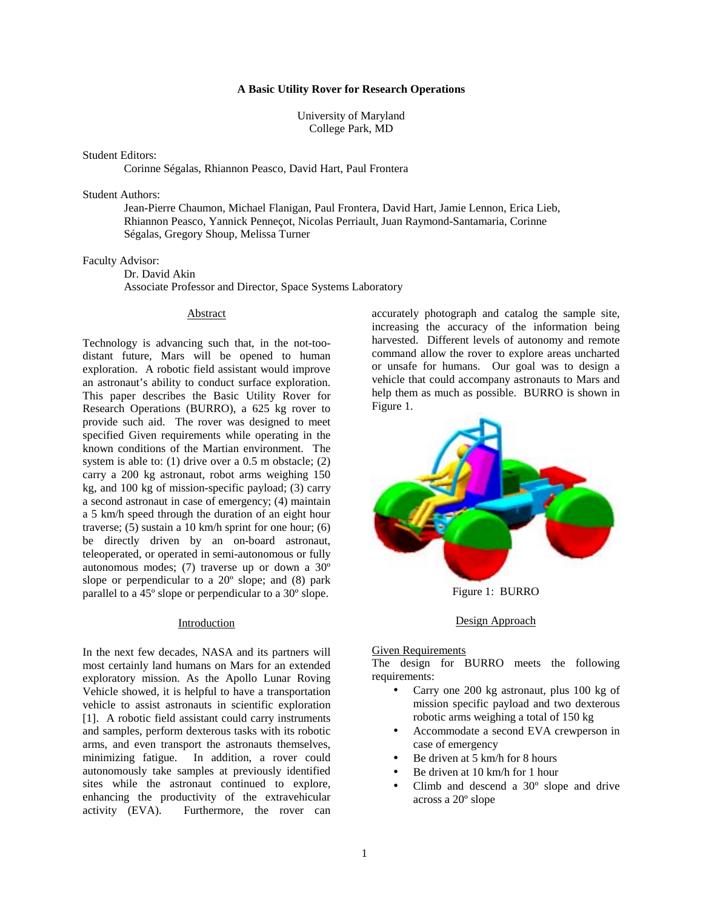# A Basic Utility Rover for Research Operations

University of Maryland
College Park, MD

Student Editors:

Corinne Ségalas, Rhiannon Peasco, David Hart, Paul Frontera

Student Authors:

Jean-Pierre Chaumon, Michael Flanigan, Paul Frontera, David Hart, Jamie Lennon, Erica Lieb, Rhiannon Peasco, Yannick Penneçot, Nicolas Perriault, Juan Raymond-Santamaria, Corinne Ségalas, Gregory Shoup, Melissa Turner

Faculty Advisor:

Dr. David Akin
Associate Professor and Director, Space Systems Laboratory

## Abstract

Technology is advancing such that, in the not-too-distant future, Mars will be opened to human exploration. A robotic field assistant would improve an astronaut's ability to conduct surface exploration. This paper describes the Basic Utility Rover for Research Operations (BURRO), a 625 kg rover to provide such aid. The rover was designed to meet specified Given requirements while operating in the known conditions of the Martian environment. The system is able to: (1) drive over a 0.5 m obstacle; (2) carry a 200 kg astronaut, robot arms weighing 150 kg, and 100 kg of mission-specific payload; (3) carry a second astronaut in case of emergency; (4) maintain a 5 km/h speed through the duration of an eight hour traverse; (5) sustain a 10 km/h sprint for one hour; (6) be directly driven by an on-board astronaut, teleoperated, or operated in semi-autonomous or fully autonomous modes; (7) traverse up or down a 30º slope or perpendicular to a 20º slope; and (8) park parallel to a 45º slope or perpendicular to a 30º slope.

## Introduction

In the next few decades, NASA and its partners will most certainly land humans on Mars for an extended exploratory mission. As the Apollo Lunar Roving Vehicle showed, it is helpful to have a transportation vehicle to assist astronauts in scientific exploration [1]. A robotic field assistant could carry instruments and samples, perform dexterous tasks with its robotic arms, and even transport the astronauts themselves, minimizing fatigue. In addition, a rover could autonomously take samples at previously identified sites while the astronaut continued to explore, enhancing the productivity of the extravehicular activity (EVA). Furthermore, the rover can accurately photograph and catalog the sample site, increasing the accuracy of the information being harvested. Different levels of autonomy and remote command allow the rover to explore areas uncharted or unsafe for humans. Our goal was to design a vehicle that could accompany astronauts to Mars and help them as much as possible. BURRO is shown in Figure 1.

Figure 1: BURRO

## Design Approach

### Given Requirements

The design for BURRO meets the following requirements:

- Carry one 200 kg astronaut, plus 100 kg of mission specific payload and two dexterous robotic arms weighing a total of 150 kg
- Accommodate a second EVA crewperson in case of emergency
- Be driven at 5 km/h for 8 hours
- Be driven at 10 km/h for 1 hour
- Climb and descend a 30º slope and drive across a 20º slope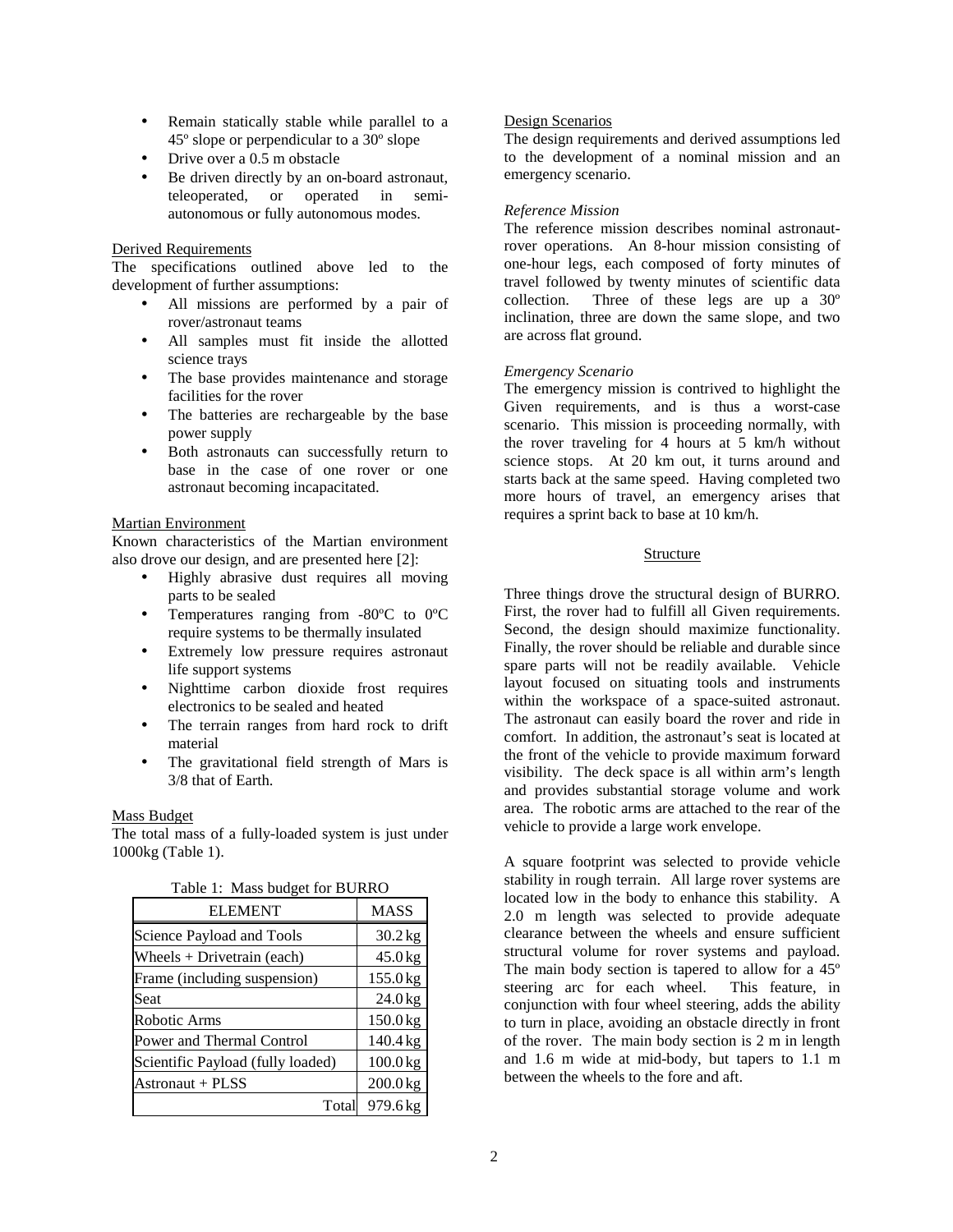- Remain statically stable while parallel to a 45º slope or perpendicular to a 30º slope
- Drive over a 0.5 m obstacle
- Be driven directly by an on-board astronaut, teleoperated, or operated in semi-autonomous or fully autonomous modes.

## Derived Requirements

The specifications outlined above led to the development of further assumptions:

- All missions are performed by a pair of rover/astronaut teams
- All samples must fit inside the allotted science trays
- The base provides maintenance and storage facilities for the rover
- The batteries are rechargeable by the base power supply
- Both astronauts can successfully return to base in the case of one rover or one astronaut becoming incapacitated.

## Martian Environment

Known characteristics of the Martian environment also drove our design, and are presented here [2]:

- Highly abrasive dust requires all moving parts to be sealed
- Temperatures ranging from -80ºC to 0ºC require systems to be thermally insulated
- Extremely low pressure requires astronaut life support systems
- Nighttime carbon dioxide frost requires electronics to be sealed and heated
- The terrain ranges from hard rock to drift material
- The gravitational field strength of Mars is 3/8 that of Earth.

## Mass Budget

The total mass of a fully-loaded system is just under 1000kg (Table 1).

Table 1: Mass budget for BURRO

| ELEMENT | MASS |
|---|---|
| Science Payload and Tools | 30.2 kg |
| Wheels + Drivetrain (each) | 45.0 kg |
| Frame (including suspension) | 155.0 kg |
| Seat | 24.0 kg |
| Robotic Arms | 150.0 kg |
| Power and Thermal Control | 140.4 kg |
| Scientific Payload (fully loaded) | 100.0 kg |
| Astronaut + PLSS | 200.0 kg |
| Total | 979.6 kg |

## Design Scenarios

The design requirements and derived assumptions led to the development of a nominal mission and an emergency scenario.

### *Reference Mission*

The reference mission describes nominal astronaut-rover operations. An 8-hour mission consisting of one-hour legs, each composed of forty minutes of travel followed by twenty minutes of scientific data collection. Three of these legs are up a 30º inclination, three are down the same slope, and two are across flat ground.

### *Emergency Scenario*

The emergency mission is contrived to highlight the Given requirements, and is thus a worst-case scenario. This mission is proceeding normally, with the rover traveling for 4 hours at 5 km/h without science stops. At 20 km out, it turns around and starts back at the same speed. Having completed two more hours of travel, an emergency arises that requires a sprint back to base at 10 km/h.

## Structure

Three things drove the structural design of BURRO. First, the rover had to fulfill all Given requirements. Second, the design should maximize functionality. Finally, the rover should be reliable and durable since spare parts will not be readily available. Vehicle layout focused on situating tools and instruments within the workspace of a space-suited astronaut. The astronaut can easily board the rover and ride in comfort. In addition, the astronaut's seat is located at the front of the vehicle to provide maximum forward visibility. The deck space is all within arm's length and provides substantial storage volume and work area. The robotic arms are attached to the rear of the vehicle to provide a large work envelope.

A square footprint was selected to provide vehicle stability in rough terrain. All large rover systems are located low in the body to enhance this stability. A 2.0 m length was selected to provide adequate clearance between the wheels and ensure sufficient structural volume for rover systems and payload. The main body section is tapered to allow for a 45º steering arc for each wheel. This feature, in conjunction with four wheel steering, adds the ability to turn in place, avoiding an obstacle directly in front of the rover. The main body section is 2 m in length and 1.6 m wide at mid-body, but tapers to 1.1 m between the wheels to the fore and aft.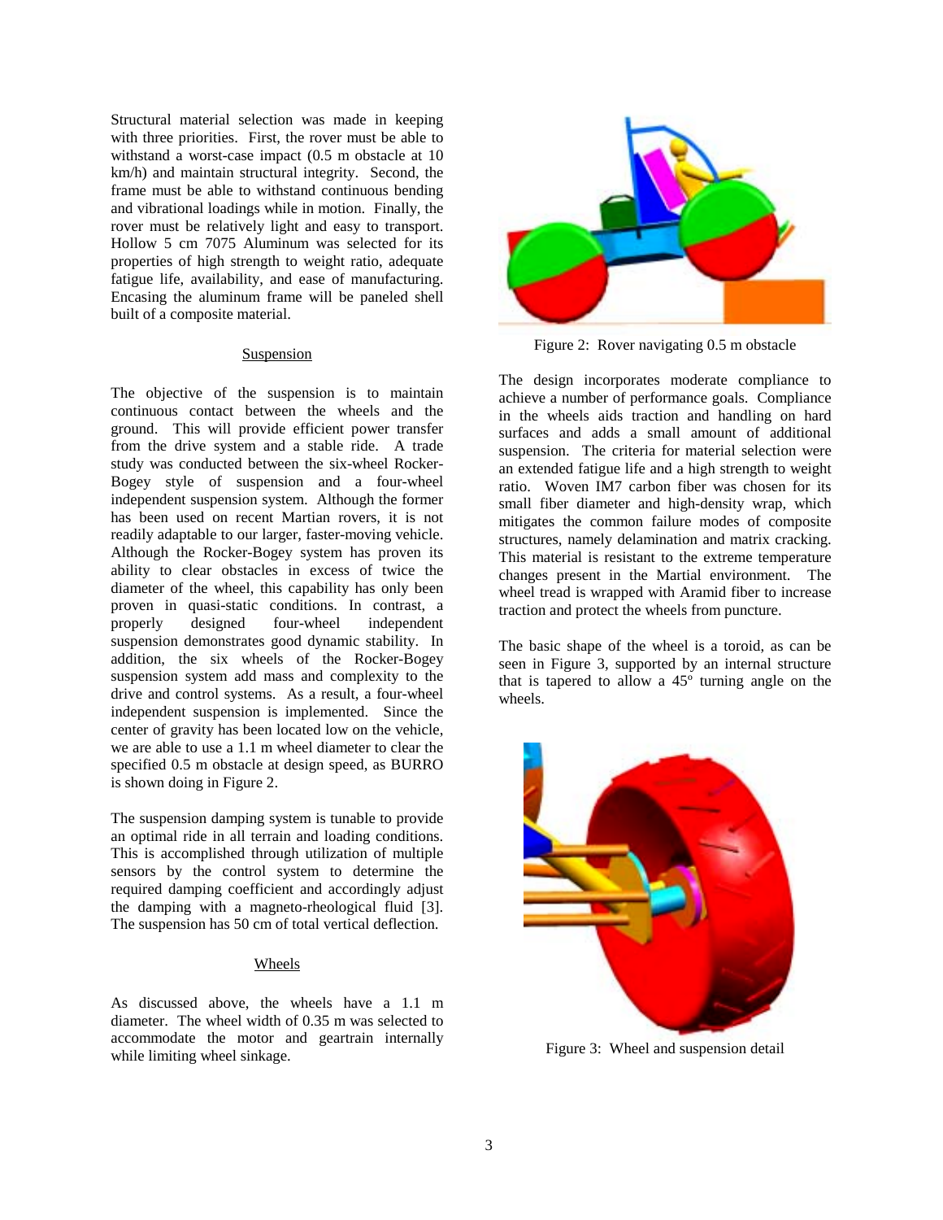Structural material selection was made in keeping with three priorities. First, the rover must be able to withstand a worst-case impact (0.5 m obstacle at 10 km/h) and maintain structural integrity. Second, the frame must be able to withstand continuous bending and vibrational loadings while in motion. Finally, the rover must be relatively light and easy to transport. Hollow 5 cm 7075 Aluminum was selected for its properties of high strength to weight ratio, adequate fatigue life, availability, and ease of manufacturing. Encasing the aluminum frame will be paneled shell built of a composite material.

### Suspension

The objective of the suspension is to maintain continuous contact between the wheels and the ground. This will provide efficient power transfer from the drive system and a stable ride. A trade study was conducted between the six-wheel Rocker-Bogey style of suspension and a four-wheel independent suspension system. Although the former has been used on recent Martian rovers, it is not readily adaptable to our larger, faster-moving vehicle. Although the Rocker-Bogey system has proven its ability to clear obstacles in excess of twice the diameter of the wheel, this capability has only been proven in quasi-static conditions. In contrast, a properly designed four-wheel independent suspension demonstrates good dynamic stability. In addition, the six wheels of the Rocker-Bogey suspension system add mass and complexity to the drive and control systems. As a result, a four-wheel independent suspension is implemented. Since the center of gravity has been located low on the vehicle, we are able to use a 1.1 m wheel diameter to clear the specified 0.5 m obstacle at design speed, as BURRO is shown doing in Figure 2.

The suspension damping system is tunable to provide an optimal ride in all terrain and loading conditions. This is accomplished through utilization of multiple sensors by the control system to determine the required damping coefficient and accordingly adjust the damping with a magneto-rheological fluid [3]. The suspension has 50 cm of total vertical deflection.

### Wheels

As discussed above, the wheels have a 1.1 m diameter. The wheel width of 0.35 m was selected to accommodate the motor and geartrain internally while limiting wheel sinkage.

Figure 2: Rover navigating 0.5 m obstacle

The design incorporates moderate compliance to achieve a number of performance goals. Compliance in the wheels aids traction and handling on hard surfaces and adds a small amount of additional suspension. The criteria for material selection were an extended fatigue life and a high strength to weight ratio. Woven IM7 carbon fiber was chosen for its small fiber diameter and high-density wrap, which mitigates the common failure modes of composite structures, namely delamination and matrix cracking. This material is resistant to the extreme temperature changes present in the Martial environment. The wheel tread is wrapped with Aramid fiber to increase traction and protect the wheels from puncture.

The basic shape of the wheel is a toroid, as can be seen in Figure 3, supported by an internal structure that is tapered to allow a 45º turning angle on the wheels.

Figure 3: Wheel and suspension detail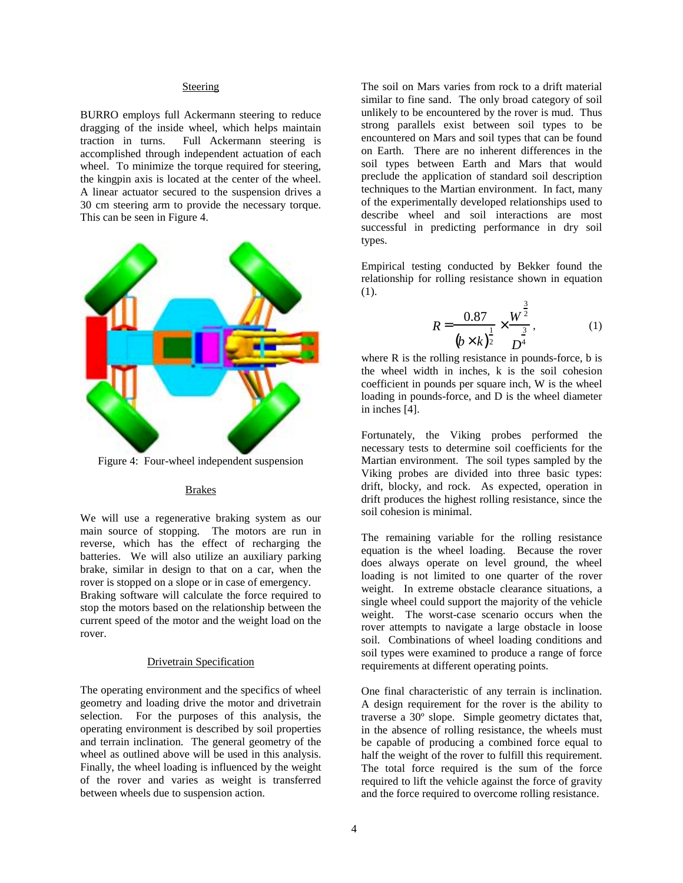### Steering

BURRO employs full Ackermann steering to reduce dragging of the inside wheel, which helps maintain traction in turns. Full Ackermann steering is accomplished through independent actuation of each wheel. To minimize the torque required for steering, the kingpin axis is located at the center of the wheel. A linear actuator secured to the suspension drives a 30 cm steering arm to provide the necessary torque. This can be seen in Figure 4.

Figure 4: Four-wheel independent suspension

### Brakes

We will use a regenerative braking system as our main source of stopping. The motors are run in reverse, which has the effect of recharging the batteries. We will also utilize an auxiliary parking brake, similar in design to that on a car, when the rover is stopped on a slope or in case of emergency. Braking software will calculate the force required to stop the motors based on the relationship between the current speed of the motor and the weight load on the rover.

### Drivetrain Specification

The operating environment and the specifics of wheel geometry and loading drive the motor and drivetrain selection. For the purposes of this analysis, the operating environment is described by soil properties and terrain inclination. The general geometry of the wheel as outlined above will be used in this analysis. Finally, the wheel loading is influenced by the weight of the rover and varies as weight is transferred between wheels due to suspension action.

The soil on Mars varies from rock to a drift material similar to fine sand. The only broad category of soil unlikely to be encountered by the rover is mud. Thus strong parallels exist between soil types to be encountered on Mars and soil types that can be found on Earth. There are no inherent differences in the soil types between Earth and Mars that would preclude the application of standard soil description techniques to the Martian environment. In fact, many of the experimentally developed relationships used to describe wheel and soil interactions are most successful in predicting performance in dry soil types.

Empirical testing conducted by Bekker found the relationship for rolling resistance shown in equation (1).

$$R = \frac{0.87}{(b \times k)^{\frac{1}{2}}} \times \frac{W^{\frac{3}{2}}}{D^{\frac{3}{4}}}, \qquad (1)$$

where R is the rolling resistance in pounds-force, b is the wheel width in inches, k is the soil cohesion coefficient in pounds per square inch, W is the wheel loading in pounds-force, and D is the wheel diameter in inches [4].

Fortunately, the Viking probes performed the necessary tests to determine soil coefficients for the Martian environment. The soil types sampled by the Viking probes are divided into three basic types: drift, blocky, and rock. As expected, operation in drift produces the highest rolling resistance, since the soil cohesion is minimal.

The remaining variable for the rolling resistance equation is the wheel loading. Because the rover does always operate on level ground, the wheel loading is not limited to one quarter of the rover weight. In extreme obstacle clearance situations, a single wheel could support the majority of the vehicle weight. The worst-case scenario occurs when the rover attempts to navigate a large obstacle in loose soil. Combinations of wheel loading conditions and soil types were examined to produce a range of force requirements at different operating points.

One final characteristic of any terrain is inclination. A design requirement for the rover is the ability to traverse a 30º slope. Simple geometry dictates that, in the absence of rolling resistance, the wheels must be capable of producing a combined force equal to half the weight of the rover to fulfill this requirement. The total force required is the sum of the force required to lift the vehicle against the force of gravity and the force required to overcome rolling resistance.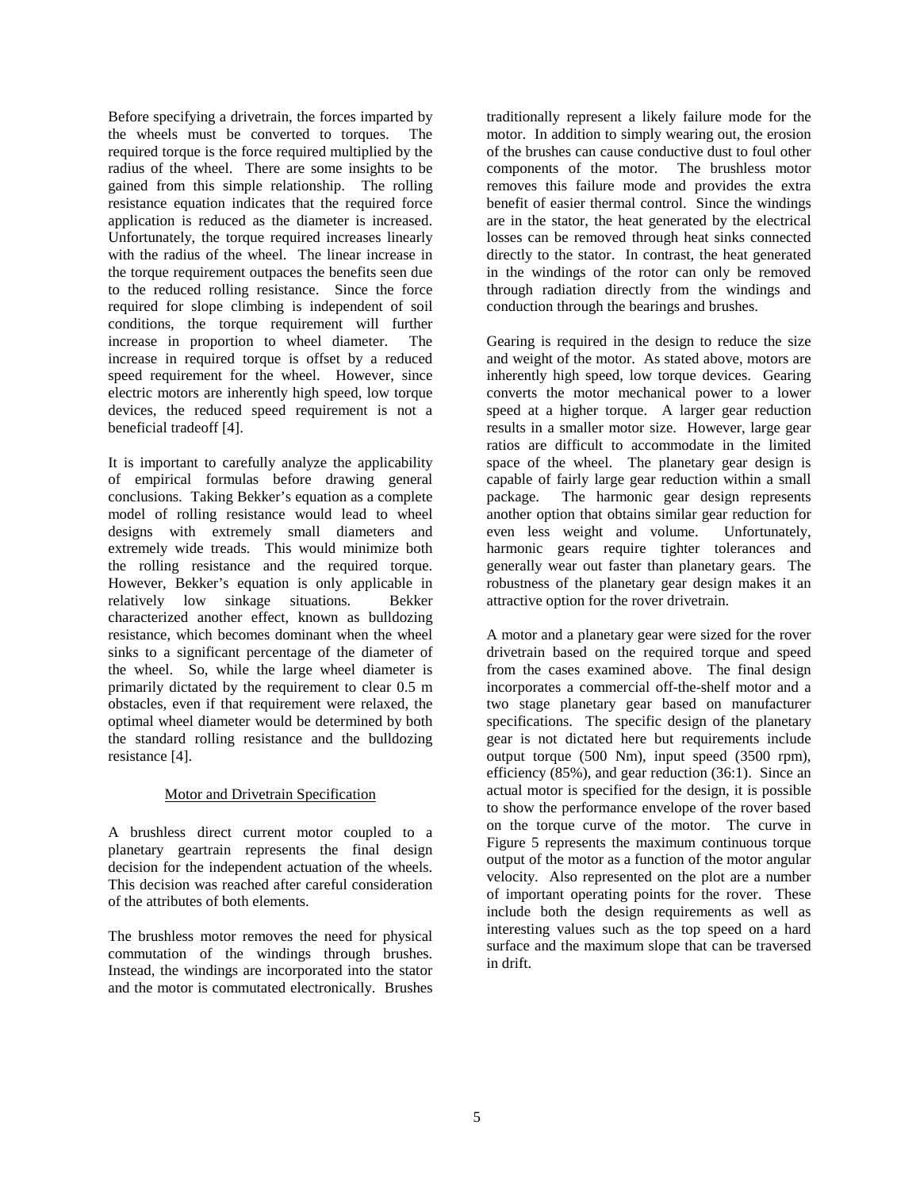Before specifying a drivetrain, the forces imparted by the wheels must be converted to torques. The required torque is the force required multiplied by the radius of the wheel. There are some insights to be gained from this simple relationship. The rolling resistance equation indicates that the required force application is reduced as the diameter is increased. Unfortunately, the torque required increases linearly with the radius of the wheel. The linear increase in the torque requirement outpaces the benefits seen due to the reduced rolling resistance. Since the force required for slope climbing is independent of soil conditions, the torque requirement will further increase in proportion to wheel diameter. The increase in required torque is offset by a reduced speed requirement for the wheel. However, since electric motors are inherently high speed, low torque devices, the reduced speed requirement is not a beneficial tradeoff [4].

It is important to carefully analyze the applicability of empirical formulas before drawing general conclusions. Taking Bekker's equation as a complete model of rolling resistance would lead to wheel designs with extremely small diameters and extremely wide treads. This would minimize both the rolling resistance and the required torque. However, Bekker's equation is only applicable in relatively low sinkage situations. Bekker characterized another effect, known as bulldozing resistance, which becomes dominant when the wheel sinks to a significant percentage of the diameter of the wheel. So, while the large wheel diameter is primarily dictated by the requirement to clear 0.5 m obstacles, even if that requirement were relaxed, the optimal wheel diameter would be determined by both the standard rolling resistance and the bulldozing resistance [4].

### Motor and Drivetrain Specification

A brushless direct current motor coupled to a planetary geartrain represents the final design decision for the independent actuation of the wheels. This decision was reached after careful consideration of the attributes of both elements.

The brushless motor removes the need for physical commutation of the windings through brushes. Instead, the windings are incorporated into the stator and the motor is commutated electronically. Brushes traditionally represent a likely failure mode for the motor. In addition to simply wearing out, the erosion of the brushes can cause conductive dust to foul other components of the motor. The brushless motor removes this failure mode and provides the extra benefit of easier thermal control. Since the windings are in the stator, the heat generated by the electrical losses can be removed through heat sinks connected directly to the stator. In contrast, the heat generated in the windings of the rotor can only be removed through radiation directly from the windings and conduction through the bearings and brushes.

Gearing is required in the design to reduce the size and weight of the motor. As stated above, motors are inherently high speed, low torque devices. Gearing converts the motor mechanical power to a lower speed at a higher torque. A larger gear reduction results in a smaller motor size. However, large gear ratios are difficult to accommodate in the limited space of the wheel. The planetary gear design is capable of fairly large gear reduction within a small package. The harmonic gear design represents another option that obtains similar gear reduction for even less weight and volume. Unfortunately, harmonic gears require tighter tolerances and generally wear out faster than planetary gears. The robustness of the planetary gear design makes it an attractive option for the rover drivetrain.

A motor and a planetary gear were sized for the rover drivetrain based on the required torque and speed from the cases examined above. The final design incorporates a commercial off-the-shelf motor and a two stage planetary gear based on manufacturer specifications. The specific design of the planetary gear is not dictated here but requirements include output torque (500 Nm), input speed (3500 rpm), efficiency (85%), and gear reduction (36:1). Since an actual motor is specified for the design, it is possible to show the performance envelope of the rover based on the torque curve of the motor. The curve in Figure 5 represents the maximum continuous torque output of the motor as a function of the motor angular velocity. Also represented on the plot are a number of important operating points for the rover. These include both the design requirements as well as interesting values such as the top speed on a hard surface and the maximum slope that can be traversed in drift.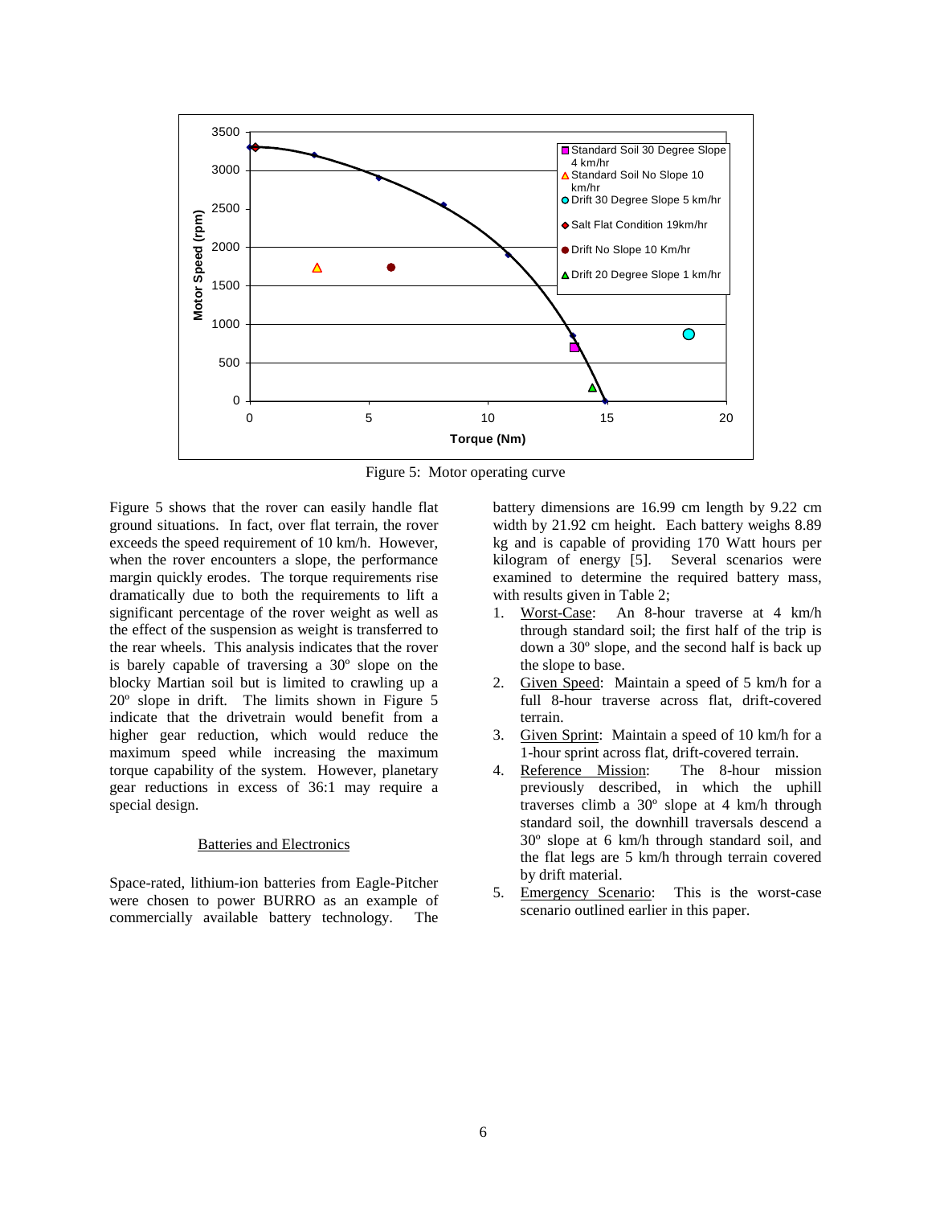Figure 5: Motor operating curve

Figure 5 shows that the rover can easily handle flat ground situations. In fact, over flat terrain, the rover exceeds the speed requirement of 10 km/h. However, when the rover encounters a slope, the performance margin quickly erodes. The torque requirements rise dramatically due to both the requirements to lift a significant percentage of the rover weight as well as the effect of the suspension as weight is transferred to the rear wheels. This analysis indicates that the rover is barely capable of traversing a 30º slope on the blocky Martian soil but is limited to crawling up a 20º slope in drift. The limits shown in Figure 5 indicate that the drivetrain would benefit from a higher gear reduction, which would reduce the maximum speed while increasing the maximum torque capability of the system. However, planetary gear reductions in excess of 36:1 may require a special design.

## Batteries and Electronics

Space-rated, lithium-ion batteries from Eagle-Pitcher were chosen to power BURRO as an example of commercially available battery technology. The battery dimensions are 16.99 cm length by 9.22 cm width by 21.92 cm height. Each battery weighs 8.89 kg and is capable of providing 170 Watt hours per kilogram of energy [5]. Several scenarios were examined to determine the required battery mass, with results given in Table 2;

1. Worst-Case: An 8-hour traverse at 4 km/h through standard soil; the first half of the trip is down a 30º slope, and the second half is back up the slope to base.
2. Given Speed: Maintain a speed of 5 km/h for a full 8-hour traverse across flat, drift-covered terrain.
3. Given Sprint: Maintain a speed of 10 km/h for a 1-hour sprint across flat, drift-covered terrain.
4. Reference Mission: The 8-hour mission previously described, in which the uphill traverses climb a 30º slope at 4 km/h through standard soil, the downhill traversals descend a 30º slope at 6 km/h through standard soil, and the flat legs are 5 km/h through terrain covered by drift material.
5. Emergency Scenario: This is the worst-case scenario outlined earlier in this paper.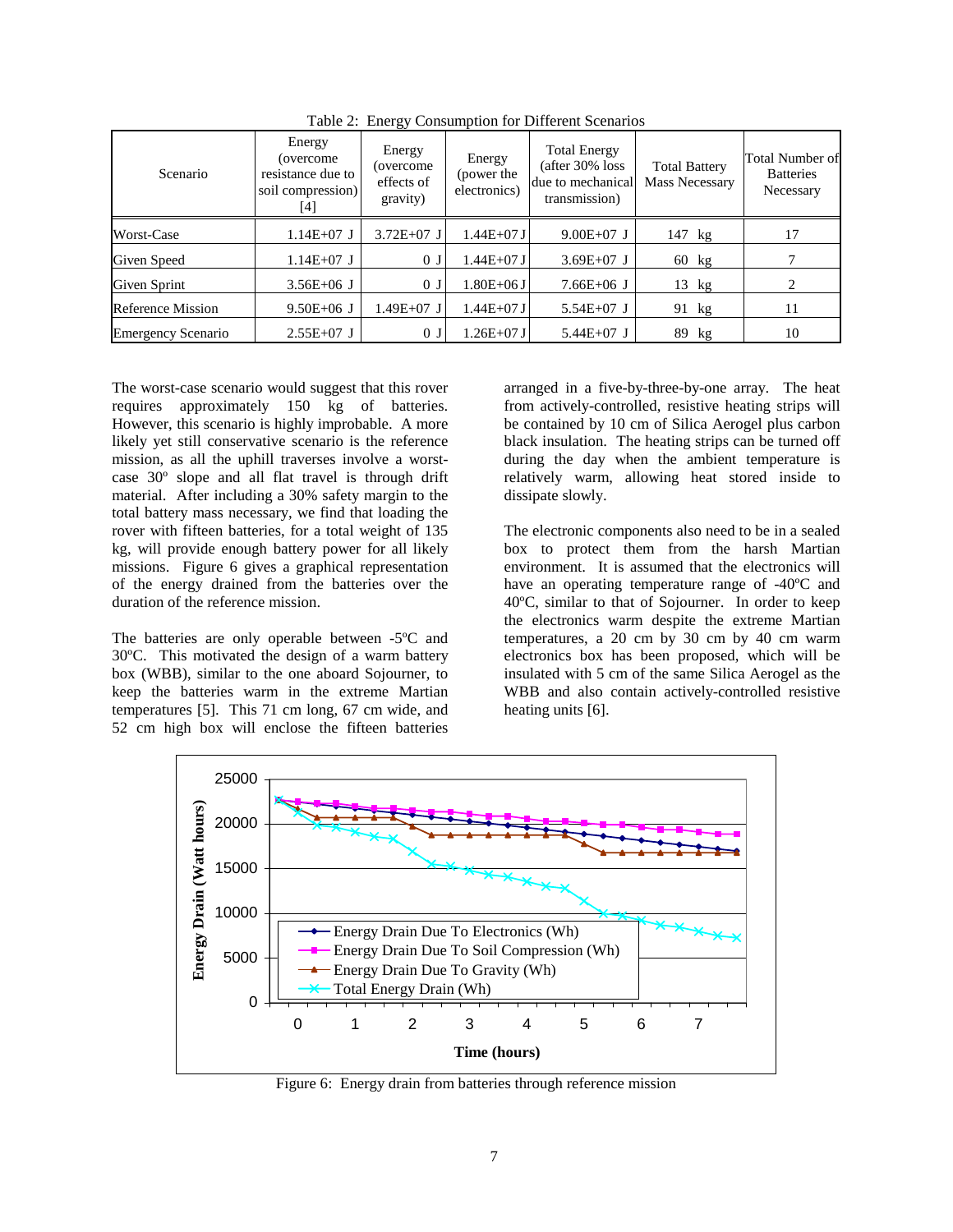Table 2: Energy Consumption for Different Scenarios

| Scenario | Energy (overcome resistance due to soil compression) [4] | Energy (overcome effects of gravity) | Energy (power the electronics) | Total Energy (after 30% loss due to mechanical transmission) | Total Battery Mass Necessary | Total Number of Batteries Necessary |
|---|---|---|---|---|---|---|
| Worst-Case | 1.14E+07 J | 3.72E+07 J | 1.44E+07 J | 9.00E+07 J | 147 kg | 17 |
| Given Speed | 1.14E+07 J | 0 J | 1.44E+07 J | 3.69E+07 J | 60 kg | 7 |
| Given Sprint | 3.56E+06 J | 0 J | 1.80E+06 J | 7.66E+06 J | 13 kg | 2 |
| Reference Mission | 9.50E+06 J | 1.49E+07 J | 1.44E+07 J | 5.54E+07 J | 91 kg | 11 |
| Emergency Scenario | 2.55E+07 J | 0 J | 1.26E+07 J | 5.44E+07 J | 89 kg | 10 |

The worst-case scenario would suggest that this rover requires approximately 150 kg of batteries. However, this scenario is highly improbable. A more likely yet still conservative scenario is the reference mission, as all the uphill traverses involve a worst-case 30º slope and all flat travel is through drift material. After including a 30% safety margin to the total battery mass necessary, we find that loading the rover with fifteen batteries, for a total weight of 135 kg, will provide enough battery power for all likely missions. Figure 6 gives a graphical representation of the energy drained from the batteries over the duration of the reference mission.

The batteries are only operable between -5ºC and 30ºC. This motivated the design of a warm battery box (WBB), similar to the one aboard Sojourner, to keep the batteries warm in the extreme Martian temperatures [5]. This 71 cm long, 67 cm wide, and 52 cm high box will enclose the fifteen batteries arranged in a five-by-three-by-one array. The heat from actively-controlled, resistive heating strips will be contained by 10 cm of Silica Aerogel plus carbon black insulation. The heating strips can be turned off during the day when the ambient temperature is relatively warm, allowing heat stored inside to dissipate slowly.

The electronic components also need to be in a sealed box to protect them from the harsh Martian environment. It is assumed that the electronics will have an operating temperature range of -40ºC and 40ºC, similar to that of Sojourner. In order to keep the electronics warm despite the extreme Martian temperatures, a 20 cm by 30 cm by 40 cm warm electronics box has been proposed, which will be insulated with 5 cm of the same Silica Aerogel as the WBB and also contain actively-controlled resistive heating units [6].

Figure 6: Energy drain from batteries through reference mission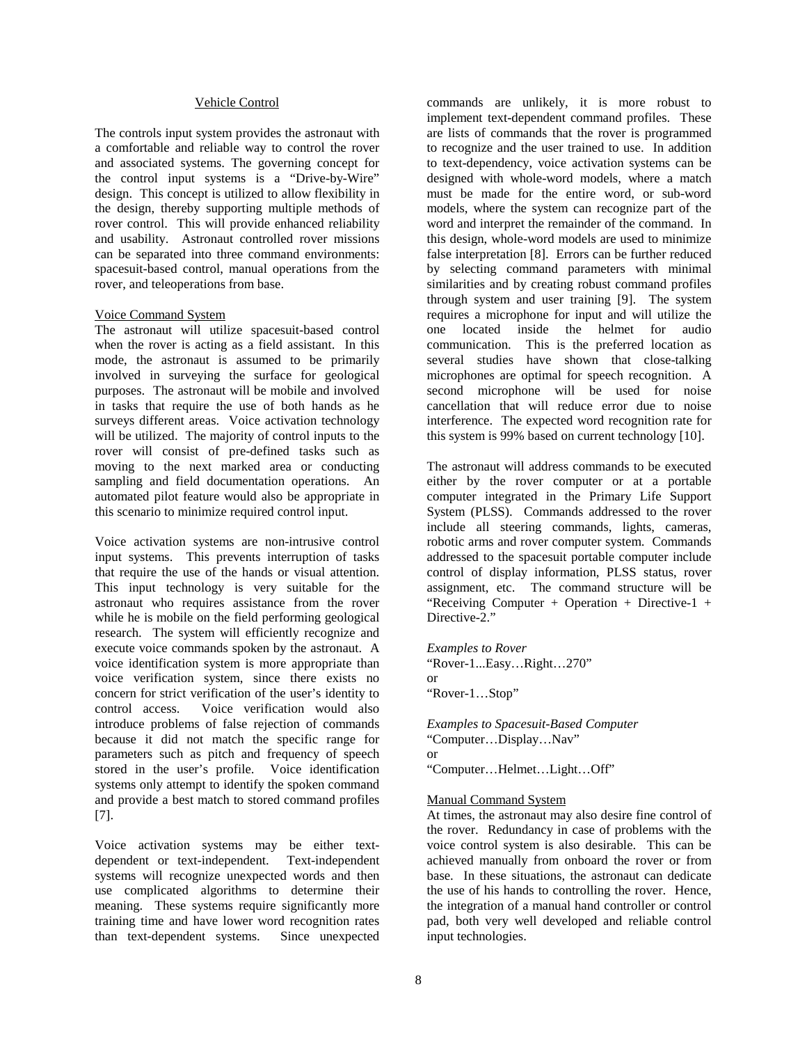## Vehicle Control

The controls input system provides the astronaut with a comfortable and reliable way to control the rover and associated systems. The governing concept for the control input systems is a "Drive-by-Wire" design. This concept is utilized to allow flexibility in the design, thereby supporting multiple methods of rover control. This will provide enhanced reliability and usability. Astronaut controlled rover missions can be separated into three command environments: spacesuit-based control, manual operations from the rover, and teleoperations from base.

### Voice Command System

The astronaut will utilize spacesuit-based control when the rover is acting as a field assistant. In this mode, the astronaut is assumed to be primarily involved in surveying the surface for geological purposes. The astronaut will be mobile and involved in tasks that require the use of both hands as he surveys different areas. Voice activation technology will be utilized. The majority of control inputs to the rover will consist of pre-defined tasks such as moving to the next marked area or conducting sampling and field documentation operations. An automated pilot feature would also be appropriate in this scenario to minimize required control input.

Voice activation systems are non-intrusive control input systems. This prevents interruption of tasks that require the use of the hands or visual attention. This input technology is very suitable for the astronaut who requires assistance from the rover while he is mobile on the field performing geological research. The system will efficiently recognize and execute voice commands spoken by the astronaut. A voice identification system is more appropriate than voice verification system, since there exists no concern for strict verification of the user's identity to control access. Voice verification would also introduce problems of false rejection of commands because it did not match the specific range for parameters such as pitch and frequency of speech stored in the user's profile. Voice identification systems only attempt to identify the spoken command and provide a best match to stored command profiles [7].

Voice activation systems may be either text-dependent or text-independent. Text-independent systems will recognize unexpected words and then use complicated algorithms to determine their meaning. These systems require significantly more training time and have lower word recognition rates than text-dependent systems. Since unexpected commands are unlikely, it is more robust to implement text-dependent command profiles. These are lists of commands that the rover is programmed to recognize and the user trained to use. In addition to text-dependency, voice activation systems can be designed with whole-word models, where a match must be made for the entire word, or sub-word models, where the system can recognize part of the word and interpret the remainder of the command. In this design, whole-word models are used to minimize false interpretation [8]. Errors can be further reduced by selecting command parameters with minimal similarities and by creating robust command profiles through system and user training [9]. The system requires a microphone for input and will utilize the one located inside the helmet for audio communication. This is the preferred location as several studies have shown that close-talking microphones are optimal for speech recognition. A second microphone will be used for noise cancellation that will reduce error due to noise interference. The expected word recognition rate for this system is 99% based on current technology [10].

The astronaut will address commands to be executed either by the rover computer or at a portable computer integrated in the Primary Life Support System (PLSS). Commands addressed to the rover include all steering commands, lights, cameras, robotic arms and rover computer system. Commands addressed to the spacesuit portable computer include control of display information, PLSS status, rover assignment, etc. The command structure will be "Receiving Computer + Operation + Directive-1 + Directive-2."

*Examples to Rover*

"Rover-1...Easy…Right…270"

or

"Rover-1…Stop"

*Examples to Spacesuit-Based Computer*

"Computer…Display…Nav"

or

"Computer…Helmet…Light…Off"

### Manual Command System

At times, the astronaut may also desire fine control of the rover. Redundancy in case of problems with the voice control system is also desirable. This can be achieved manually from onboard the rover or from base. In these situations, the astronaut can dedicate the use of his hands to controlling the rover. Hence, the integration of a manual hand controller or control pad, both very well developed and reliable control input technologies.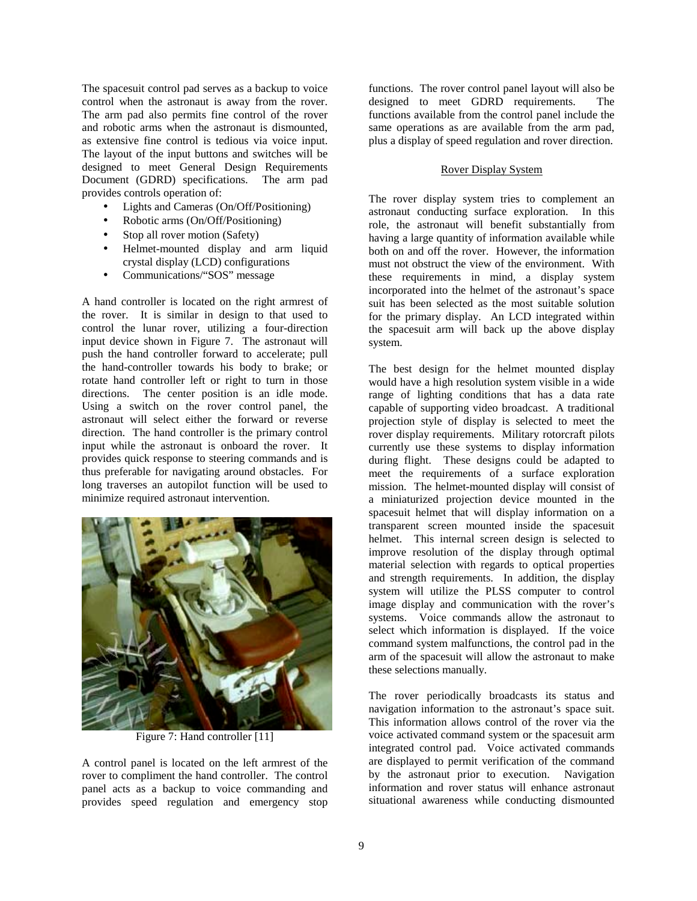The spacesuit control pad serves as a backup to voice control when the astronaut is away from the rover. The arm pad also permits fine control of the rover and robotic arms when the astronaut is dismounted, as extensive fine control is tedious via voice input. The layout of the input buttons and switches will be designed to meet General Design Requirements Document (GDRD) specifications. The arm pad provides controls operation of:

- Lights and Cameras (On/Off/Positioning)
- Robotic arms (On/Off/Positioning)
- Stop all rover motion (Safety)
- Helmet-mounted display and arm liquid crystal display (LCD) configurations
- Communications/"SOS" message

A hand controller is located on the right armrest of the rover. It is similar in design to that used to control the lunar rover, utilizing a four-direction input device shown in Figure 7. The astronaut will push the hand controller forward to accelerate; pull the hand-controller towards his body to brake; or rotate hand controller left or right to turn in those directions. The center position is an idle mode. Using a switch on the rover control panel, the astronaut will select either the forward or reverse direction. The hand controller is the primary control input while the astronaut is onboard the rover. It provides quick response to steering commands and is thus preferable for navigating around obstacles. For long traverses an autopilot function will be used to minimize required astronaut intervention.

Figure 7: Hand controller [11]

A control panel is located on the left armrest of the rover to compliment the hand controller. The control panel acts as a backup to voice commanding and provides speed regulation and emergency stop functions. The rover control panel layout will also be designed to meet GDRD requirements. The functions available from the control panel include the same operations as are available from the arm pad, plus a display of speed regulation and rover direction.

## Rover Display System

The rover display system tries to complement an astronaut conducting surface exploration. In this role, the astronaut will benefit substantially from having a large quantity of information available while both on and off the rover. However, the information must not obstruct the view of the environment. With these requirements in mind, a display system incorporated into the helmet of the astronaut's space suit has been selected as the most suitable solution for the primary display. An LCD integrated within the spacesuit arm will back up the above display system.

The best design for the helmet mounted display would have a high resolution system visible in a wide range of lighting conditions that has a data rate capable of supporting video broadcast. A traditional projection style of display is selected to meet the rover display requirements. Military rotorcraft pilots currently use these systems to display information during flight. These designs could be adapted to meet the requirements of a surface exploration mission. The helmet-mounted display will consist of a miniaturized projection device mounted in the spacesuit helmet that will display information on a transparent screen mounted inside the spacesuit helmet. This internal screen design is selected to improve resolution of the display through optimal material selection with regards to optical properties and strength requirements. In addition, the display system will utilize the PLSS computer to control image display and communication with the rover's systems. Voice commands allow the astronaut to select which information is displayed. If the voice command system malfunctions, the control pad in the arm of the spacesuit will allow the astronaut to make these selections manually.

The rover periodically broadcasts its status and navigation information to the astronaut's space suit. This information allows control of the rover via the voice activated command system or the spacesuit arm integrated control pad. Voice activated commands are displayed to permit verification of the command by the astronaut prior to execution. Navigation information and rover status will enhance astronaut situational awareness while conducting dismounted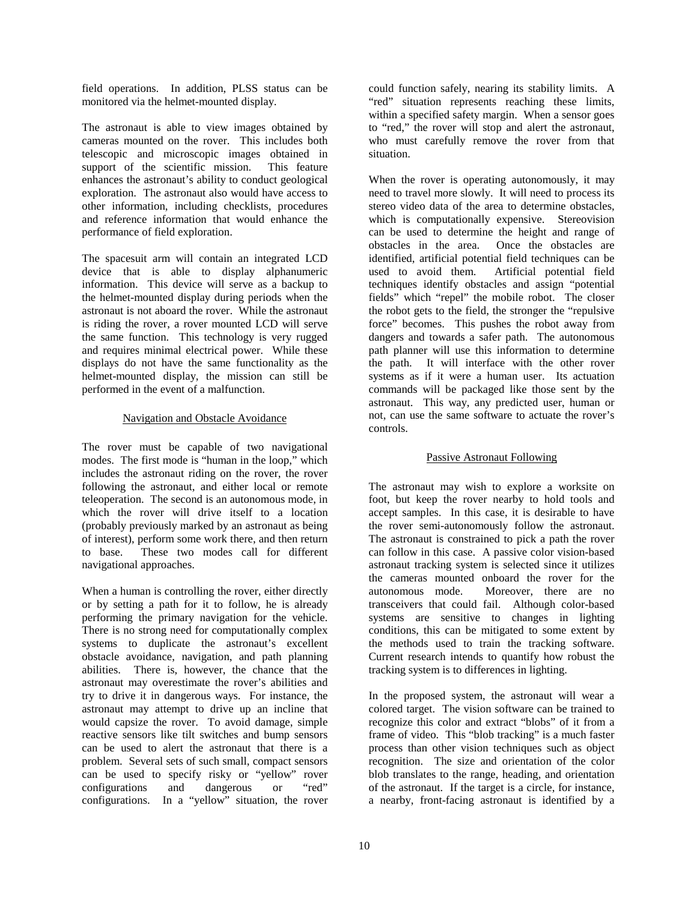field operations. In addition, PLSS status can be monitored via the helmet-mounted display.

The astronaut is able to view images obtained by cameras mounted on the rover. This includes both telescopic and microscopic images obtained in support of the scientific mission. This feature enhances the astronaut's ability to conduct geological exploration. The astronaut also would have access to other information, including checklists, procedures and reference information that would enhance the performance of field exploration.

The spacesuit arm will contain an integrated LCD device that is able to display alphanumeric information. This device will serve as a backup to the helmet-mounted display during periods when the astronaut is not aboard the rover. While the astronaut is riding the rover, a rover mounted LCD will serve the same function. This technology is very rugged and requires minimal electrical power. While these displays do not have the same functionality as the helmet-mounted display, the mission can still be performed in the event of a malfunction.

## Navigation and Obstacle Avoidance

The rover must be capable of two navigational modes. The first mode is "human in the loop," which includes the astronaut riding on the rover, the rover following the astronaut, and either local or remote teleoperation. The second is an autonomous mode, in which the rover will drive itself to a location (probably previously marked by an astronaut as being of interest), perform some work there, and then return to base. These two modes call for different navigational approaches.

When a human is controlling the rover, either directly or by setting a path for it to follow, he is already performing the primary navigation for the vehicle. There is no strong need for computationally complex systems to duplicate the astronaut's excellent obstacle avoidance, navigation, and path planning abilities. There is, however, the chance that the astronaut may overestimate the rover's abilities and try to drive it in dangerous ways. For instance, the astronaut may attempt to drive up an incline that would capsize the rover. To avoid damage, simple reactive sensors like tilt switches and bump sensors can be used to alert the astronaut that there is a problem. Several sets of such small, compact sensors can be used to specify risky or "yellow" rover configurations and dangerous or "red" configurations. In a "yellow" situation, the rover could function safely, nearing its stability limits. A "red" situation represents reaching these limits, within a specified safety margin. When a sensor goes to "red," the rover will stop and alert the astronaut, who must carefully remove the rover from that situation.

When the rover is operating autonomously, it may need to travel more slowly. It will need to process its stereo video data of the area to determine obstacles, which is computationally expensive. Stereovision can be used to determine the height and range of obstacles in the area. Once the obstacles are identified, artificial potential field techniques can be used to avoid them. Artificial potential field techniques identify obstacles and assign "potential fields" which "repel" the mobile robot. The closer the robot gets to the field, the stronger the "repulsive force" becomes. This pushes the robot away from dangers and towards a safer path. The autonomous path planner will use this information to determine the path. It will interface with the other rover systems as if it were a human user. Its actuation commands will be packaged like those sent by the astronaut. This way, any predicted user, human or not, can use the same software to actuate the rover's controls.

## Passive Astronaut Following

The astronaut may wish to explore a worksite on foot, but keep the rover nearby to hold tools and accept samples. In this case, it is desirable to have the rover semi-autonomously follow the astronaut. The astronaut is constrained to pick a path the rover can follow in this case. A passive color vision-based astronaut tracking system is selected since it utilizes the cameras mounted onboard the rover for the autonomous mode. Moreover, there are no transceivers that could fail. Although color-based systems are sensitive to changes in lighting conditions, this can be mitigated to some extent by the methods used to train the tracking software. Current research intends to quantify how robust the tracking system is to differences in lighting.

In the proposed system, the astronaut will wear a colored target. The vision software can be trained to recognize this color and extract "blobs" of it from a frame of video. This "blob tracking" is a much faster process than other vision techniques such as object recognition. The size and orientation of the color blob translates to the range, heading, and orientation of the astronaut. If the target is a circle, for instance, a nearby, front-facing astronaut is identified by a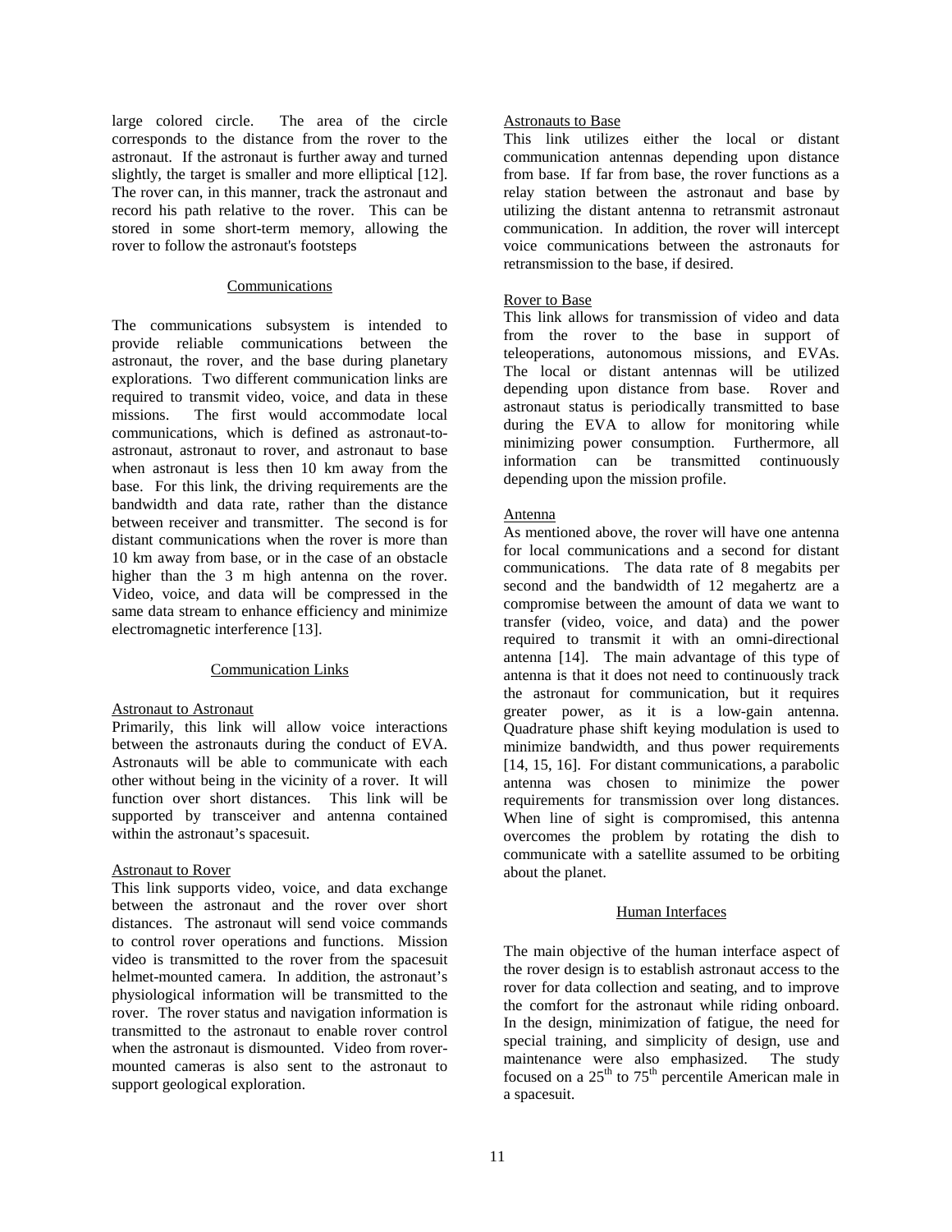large colored circle. The area of the circle corresponds to the distance from the rover to the astronaut. If the astronaut is further away and turned slightly, the target is smaller and more elliptical [12]. The rover can, in this manner, track the astronaut and record his path relative to the rover. This can be stored in some short-term memory, allowing the rover to follow the astronaut's footsteps

## Communications

The communications subsystem is intended to provide reliable communications between the astronaut, the rover, and the base during planetary explorations. Two different communication links are required to transmit video, voice, and data in these missions. The first would accommodate local communications, which is defined as astronaut-to-astronaut, astronaut to rover, and astronaut to base when astronaut is less then 10 km away from the base. For this link, the driving requirements are the bandwidth and data rate, rather than the distance between receiver and transmitter. The second is for distant communications when the rover is more than 10 km away from base, or in the case of an obstacle higher than the 3 m high antenna on the rover. Video, voice, and data will be compressed in the same data stream to enhance efficiency and minimize electromagnetic interference [13].

### Communication Links

#### Astronaut to Astronaut

Primarily, this link will allow voice interactions between the astronauts during the conduct of EVA. Astronauts will be able to communicate with each other without being in the vicinity of a rover. It will function over short distances. This link will be supported by transceiver and antenna contained within the astronaut's spacesuit.

#### Astronaut to Rover

This link supports video, voice, and data exchange between the astronaut and the rover over short distances. The astronaut will send voice commands to control rover operations and functions. Mission video is transmitted to the rover from the spacesuit helmet-mounted camera. In addition, the astronaut's physiological information will be transmitted to the rover. The rover status and navigation information is transmitted to the astronaut to enable rover control when the astronaut is dismounted. Video from rover-mounted cameras is also sent to the astronaut to support geological exploration.

#### Astronauts to Base

This link utilizes either the local or distant communication antennas depending upon distance from base. If far from base, the rover functions as a relay station between the astronaut and base by utilizing the distant antenna to retransmit astronaut communication. In addition, the rover will intercept voice communications between the astronauts for retransmission to the base, if desired.

#### Rover to Base

This link allows for transmission of video and data from the rover to the base in support of teleoperations, autonomous missions, and EVAs. The local or distant antennas will be utilized depending upon distance from base. Rover and astronaut status is periodically transmitted to base during the EVA to allow for monitoring while minimizing power consumption. Furthermore, all information can be transmitted continuously depending upon the mission profile.

#### Antenna

As mentioned above, the rover will have one antenna for local communications and a second for distant communications. The data rate of 8 megabits per second and the bandwidth of 12 megahertz are a compromise between the amount of data we want to transfer (video, voice, and data) and the power required to transmit it with an omni-directional antenna [14]. The main advantage of this type of antenna is that it does not need to continuously track the astronaut for communication, but it requires greater power, as it is a low-gain antenna. Quadrature phase shift keying modulation is used to minimize bandwidth, and thus power requirements [14, 15, 16]. For distant communications, a parabolic antenna was chosen to minimize the power requirements for transmission over long distances. When line of sight is compromised, this antenna overcomes the problem by rotating the dish to communicate with a satellite assumed to be orbiting about the planet.

## Human Interfaces

The main objective of the human interface aspect of the rover design is to establish astronaut access to the rover for data collection and seating, and to improve the comfort for the astronaut while riding onboard. In the design, minimization of fatigue, the need for special training, and simplicity of design, use and maintenance were also emphasized. The study focused on a $25^{th}$ to $75^{th}$ percentile American male in a spacesuit.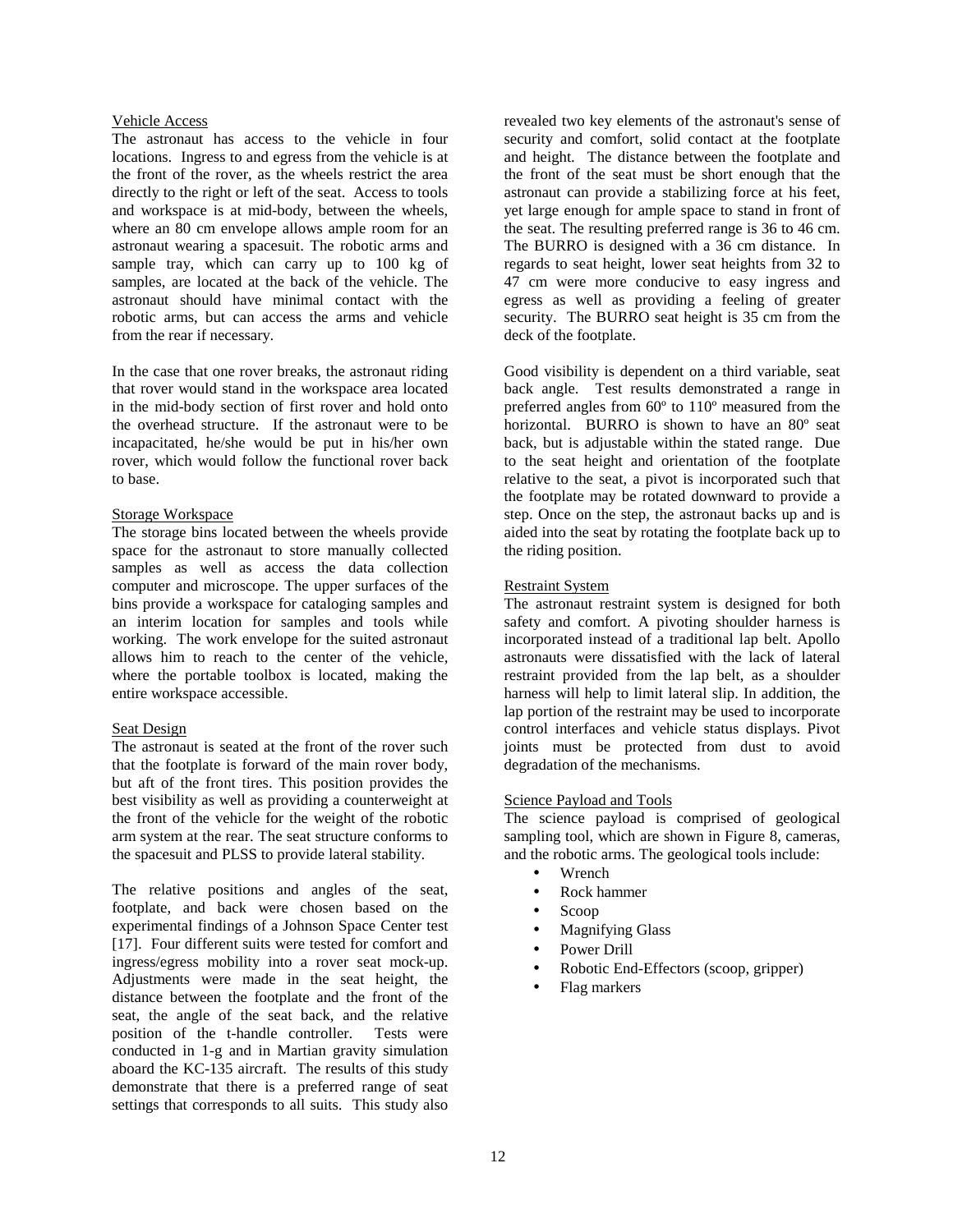### Vehicle Access

The astronaut has access to the vehicle in four locations. Ingress to and egress from the vehicle is at the front of the rover, as the wheels restrict the area directly to the right or left of the seat. Access to tools and workspace is at mid-body, between the wheels, where an 80 cm envelope allows ample room for an astronaut wearing a spacesuit. The robotic arms and sample tray, which can carry up to 100 kg of samples, are located at the back of the vehicle. The astronaut should have minimal contact with the robotic arms, but can access the arms and vehicle from the rear if necessary.

In the case that one rover breaks, the astronaut riding that rover would stand in the workspace area located in the mid-body section of first rover and hold onto the overhead structure. If the astronaut were to be incapacitated, he/she would be put in his/her own rover, which would follow the functional rover back to base.

### Storage Workspace

The storage bins located between the wheels provide space for the astronaut to store manually collected samples as well as access the data collection computer and microscope. The upper surfaces of the bins provide a workspace for cataloging samples and an interim location for samples and tools while working. The work envelope for the suited astronaut allows him to reach to the center of the vehicle, where the portable toolbox is located, making the entire workspace accessible.

### Seat Design

The astronaut is seated at the front of the rover such that the footplate is forward of the main rover body, but aft of the front tires. This position provides the best visibility as well as providing a counterweight at the front of the vehicle for the weight of the robotic arm system at the rear. The seat structure conforms to the spacesuit and PLSS to provide lateral stability.

The relative positions and angles of the seat, footplate, and back were chosen based on the experimental findings of a Johnson Space Center test [17]. Four different suits were tested for comfort and ingress/egress mobility into a rover seat mock-up. Adjustments were made in the seat height, the distance between the footplate and the front of the seat, the angle of the seat back, and the relative position of the t-handle controller. Tests were conducted in 1-g and in Martian gravity simulation aboard the KC-135 aircraft. The results of this study demonstrate that there is a preferred range of seat settings that corresponds to all suits. This study also revealed two key elements of the astronaut's sense of security and comfort, solid contact at the footplate and height. The distance between the footplate and the front of the seat must be short enough that the astronaut can provide a stabilizing force at his feet, yet large enough for ample space to stand in front of the seat. The resulting preferred range is 36 to 46 cm. The BURRO is designed with a 36 cm distance. In regards to seat height, lower seat heights from 32 to 47 cm were more conducive to easy ingress and egress as well as providing a feeling of greater security. The BURRO seat height is 35 cm from the deck of the footplate.

Good visibility is dependent on a third variable, seat back angle. Test results demonstrated a range in preferred angles from 60º to 110º measured from the horizontal. BURRO is shown to have an 80º seat back, but is adjustable within the stated range. Due to the seat height and orientation of the footplate relative to the seat, a pivot is incorporated such that the footplate may be rotated downward to provide a step. Once on the step, the astronaut backs up and is aided into the seat by rotating the footplate back up to the riding position.

### Restraint System

The astronaut restraint system is designed for both safety and comfort. A pivoting shoulder harness is incorporated instead of a traditional lap belt. Apollo astronauts were dissatisfied with the lack of lateral restraint provided from the lap belt, as a shoulder harness will help to limit lateral slip. In addition, the lap portion of the restraint may be used to incorporate control interfaces and vehicle status displays. Pivot joints must be protected from dust to avoid degradation of the mechanisms.

### Science Payload and Tools

The science payload is comprised of geological sampling tool, which are shown in Figure 8, cameras, and the robotic arms. The geological tools include:

- Wrench
- Rock hammer
- Scoop
- Magnifying Glass
- Power Drill
- Robotic End-Effectors (scoop, gripper)
- Flag markers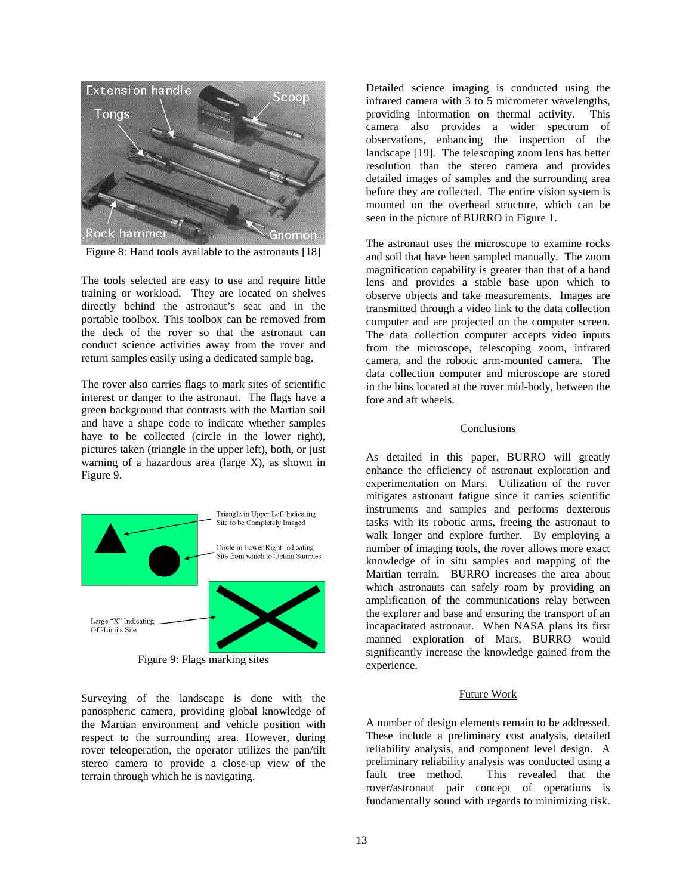Figure 8: Hand tools available to the astronauts [18]

The tools selected are easy to use and require little training or workload. They are located on shelves directly behind the astronaut's seat and in the portable toolbox. This toolbox can be removed from the deck of the rover so that the astronaut can conduct science activities away from the rover and return samples easily using a dedicated sample bag.

The rover also carries flags to mark sites of scientific interest or danger to the astronaut. The flags have a green background that contrasts with the Martian soil and have a shape code to indicate whether samples have to be collected (circle in the lower right), pictures taken (triangle in the upper left), both, or just warning of a hazardous area (large X), as shown in Figure 9.

Figure 9: Flags marking sites

Surveying of the landscape is done with the panospheric camera, providing global knowledge of the Martian environment and vehicle position with respect to the surrounding area. However, during rover teleoperation, the operator utilizes the pan/tilt stereo camera to provide a close-up view of the terrain through which he is navigating.

Detailed science imaging is conducted using the infrared camera with 3 to 5 micrometer wavelengths, providing information on thermal activity. This camera also provides a wider spectrum of observations, enhancing the inspection of the landscape [19]. The telescoping zoom lens has better resolution than the stereo camera and provides detailed images of samples and the surrounding area before they are collected. The entire vision system is mounted on the overhead structure, which can be seen in the picture of BURRO in Figure 1.

The astronaut uses the microscope to examine rocks and soil that have been sampled manually. The zoom magnification capability is greater than that of a hand lens and provides a stable base upon which to observe objects and take measurements. Images are transmitted through a video link to the data collection computer and are projected on the computer screen. The data collection computer accepts video inputs from the microscope, telescoping zoom, infrared camera, and the robotic arm-mounted camera. The data collection computer and microscope are stored in the bins located at the rover mid-body, between the fore and aft wheels.

## Conclusions

As detailed in this paper, BURRO will greatly enhance the efficiency of astronaut exploration and experimentation on Mars. Utilization of the rover mitigates astronaut fatigue since it carries scientific instruments and samples and performs dexterous tasks with its robotic arms, freeing the astronaut to walk longer and explore further. By employing a number of imaging tools, the rover allows more exact knowledge of in situ samples and mapping of the Martian terrain. BURRO increases the area about which astronauts can safely roam by providing an amplification of the communications relay between the explorer and base and ensuring the transport of an incapacitated astronaut. When NASA plans its first manned exploration of Mars, BURRO would significantly increase the knowledge gained from the experience.

## Future Work

A number of design elements remain to be addressed. These include a preliminary cost analysis, detailed reliability analysis, and component level design. A preliminary reliability analysis was conducted using a fault tree method. This revealed that the rover/astronaut pair concept of operations is fundamentally sound with regards to minimizing risk.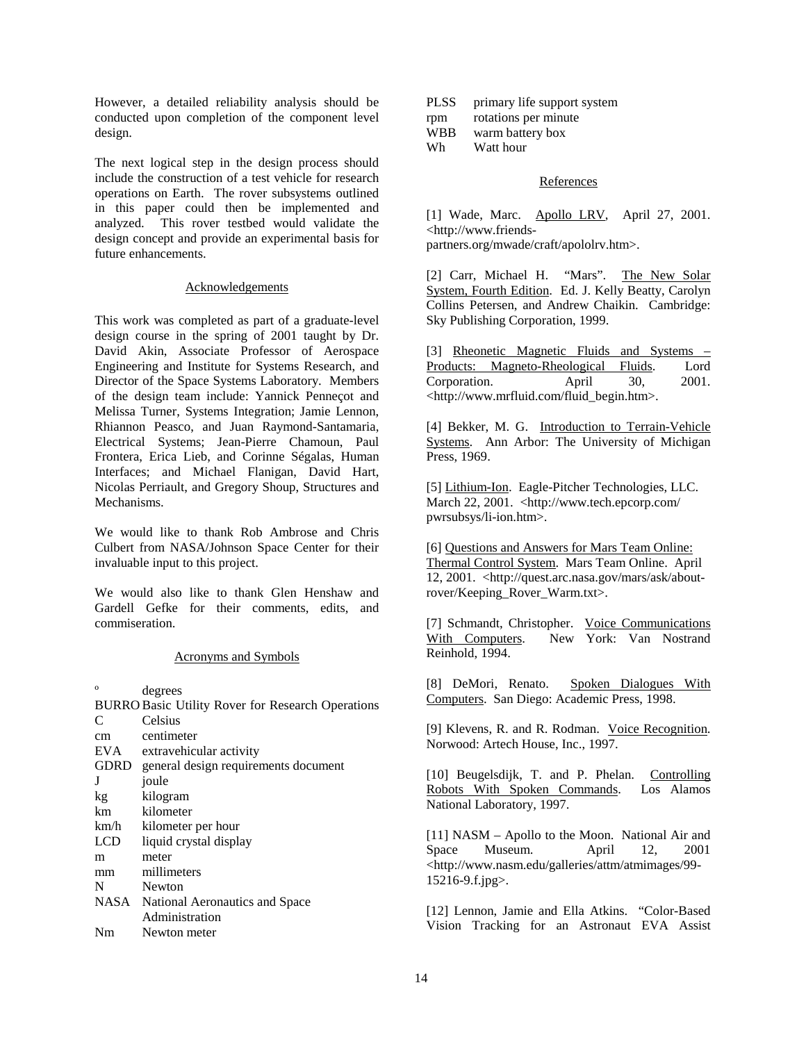However, a detailed reliability analysis should be conducted upon completion of the component level design.

The next logical step in the design process should include the construction of a test vehicle for research operations on Earth. The rover subsystems outlined in this paper could then be implemented and analyzed. This rover testbed would validate the design concept and provide an experimental basis for future enhancements.

## Acknowledgements

This work was completed as part of a graduate-level design course in the spring of 2001 taught by Dr. David Akin, Associate Professor of Aerospace Engineering and Institute for Systems Research, and Director of the Space Systems Laboratory. Members of the design team include: Yannick Penneçot and Melissa Turner, Systems Integration; Jamie Lennon, Rhiannon Peasco, and Juan Raymond-Santamaria, Electrical Systems; Jean-Pierre Chamoun, Paul Frontera, Erica Lieb, and Corinne Ségalas, Human Interfaces; and Michael Flanigan, David Hart, Nicolas Perriault, and Gregory Shoup, Structures and Mechanisms.

We would like to thank Rob Ambrose and Chris Culbert from NASA/Johnson Space Center for their invaluable input to this project.

We would also like to thank Glen Henshaw and Gardell Gefke for their comments, edits, and commiseration.

## Acronyms and Symbols

| | |
|---|---|
| ° | degrees |
| BURRO | Basic Utility Rover for Research Operations |
| C | Celsius |
| cm | centimeter |
| EVA | extravehicular activity |
| GDRD | general design requirements document |
| J | joule |
| kg | kilogram |
| km | kilometer |
| km/h | kilometer per hour |
| LCD | liquid crystal display |
| m | meter |
| mm | millimeters |
| N | Newton |
| NASA | National Aeronautics and Space Administration |
| Nm | Newton meter |
| PLSS | primary life support system |
| rpm | rotations per minute |
| WBB | warm battery box |
| Wh | Watt hour |

## References

[1] Wade, Marc. Apollo LRV, April 27, 2001. <http://www.friends-partners.org/mwade/craft/apololrv.htm>.

[2] Carr, Michael H. "Mars". The New Solar System, Fourth Edition. Ed. J. Kelly Beatty, Carolyn Collins Petersen, and Andrew Chaikin. Cambridge: Sky Publishing Corporation, 1999.

[3] Rheonetic Magnetic Fluids and Systems – Products: Magneto-Rheological Fluids. Lord Corporation. April 30, 2001. <http://www.mrfluid.com/fluid_begin.htm>.

[4] Bekker, M. G. Introduction to Terrain-Vehicle Systems. Ann Arbor: The University of Michigan Press, 1969.

[5] Lithium-Ion. Eagle-Pitcher Technologies, LLC. March 22, 2001. <http://www.tech.epcorp.com/pwrsubsys/li-ion.htm>.

[6] Questions and Answers for Mars Team Online: Thermal Control System. Mars Team Online. April 12, 2001. <http://quest.arc.nasa.gov/mars/ask/about-rover/Keeping_Rover_Warm.txt>.

[7] Schmandt, Christopher. Voice Communications With Computers. New York: Van Nostrand Reinhold, 1994.

[8] DeMori, Renato. Spoken Dialogues With Computers. San Diego: Academic Press, 1998.

[9] Klevens, R. and R. Rodman. Voice Recognition. Norwood: Artech House, Inc., 1997.

[10] Beugelsdijk, T. and P. Phelan. Controlling Robots With Spoken Commands. Los Alamos National Laboratory, 1997.

[11] NASM – Apollo to the Moon. National Air and Space Museum. April 12, 2001 <http://www.nasm.edu/galleries/attm/atmimages/99-15216-9.f.jpg>.

[12] Lennon, Jamie and Ella Atkins. "Color-Based Vision Tracking for an Astronaut EVA Assist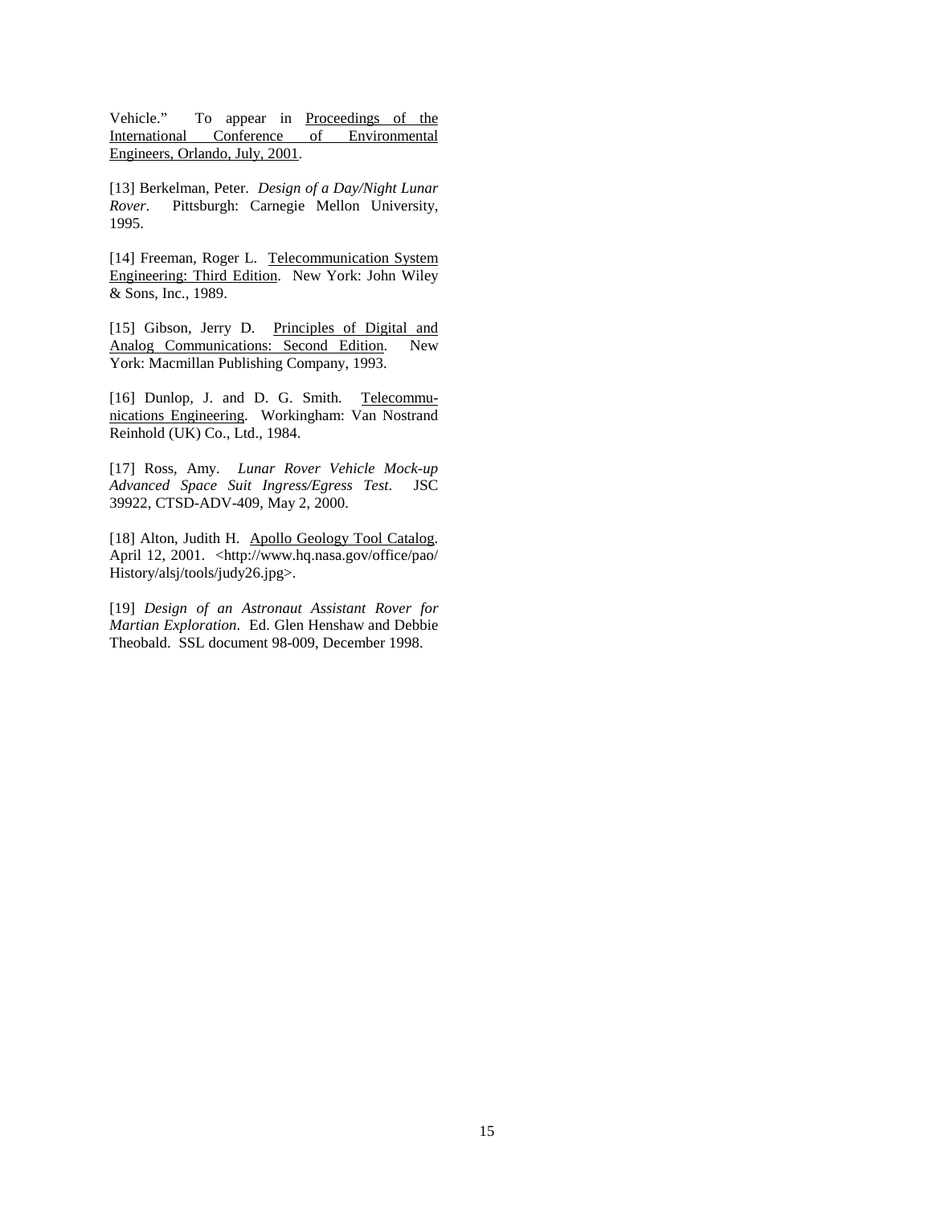Vehicle." To appear in Proceedings of the International Conference of Environmental Engineers, Orlando, July, 2001.

[13] Berkelman, Peter. *Design of a Day/Night Lunar Rover*. Pittsburgh: Carnegie Mellon University, 1995.

[14] Freeman, Roger L. Telecommunication System Engineering: Third Edition. New York: John Wiley & Sons, Inc., 1989.

[15] Gibson, Jerry D. Principles of Digital and Analog Communications: Second Edition. New York: Macmillan Publishing Company, 1993.

[16] Dunlop, J. and D. G. Smith. Telecommunications Engineering. Workingham: Van Nostrand Reinhold (UK) Co., Ltd., 1984.

[17] Ross, Amy. *Lunar Rover Vehicle Mock-up Advanced Space Suit Ingress/Egress Test*. JSC 39922, CTSD-ADV-409, May 2, 2000.

[18] Alton, Judith H. Apollo Geology Tool Catalog. April 12, 2001. <http://www.hq.nasa.gov/office/pao/History/alsj/tools/judy26.jpg>.

[19] *Design of an Astronaut Assistant Rover for Martian Exploration*. Ed. Glen Henshaw and Debbie Theobald. SSL document 98-009, December 1998.